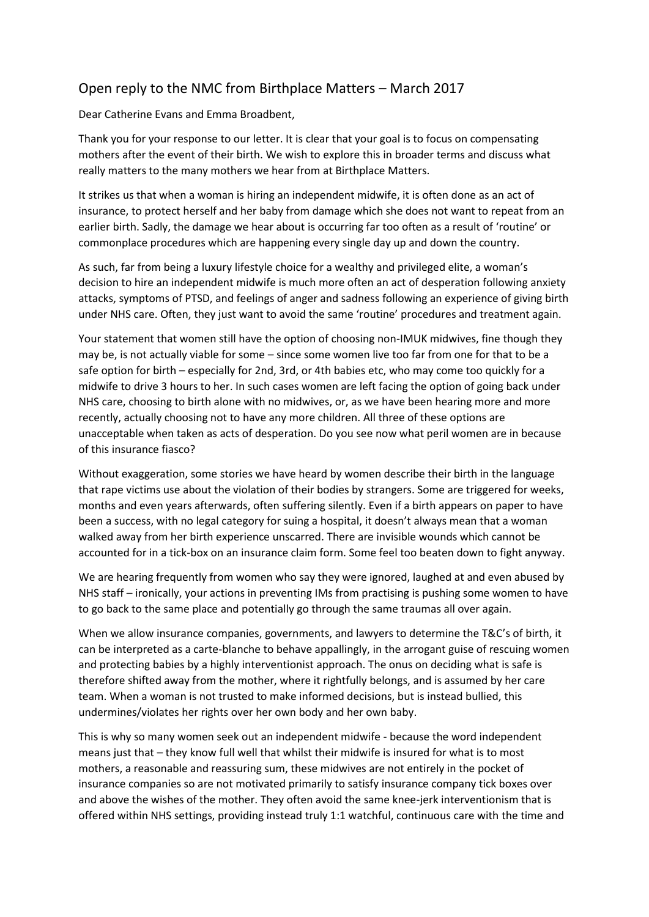# Open reply to the NMC from Birthplace Matters – March 2017

Dear Catherine Evans and Emma Broadbent,

Thank you for your response to our letter. It is clear that your goal is to focus on compensating mothers after the event of their birth. We wish to explore this in broader terms and discuss what really matters to the many mothers we hear from at Birthplace Matters.

It strikes us that when a woman is hiring an independent midwife, it is often done as an act of insurance, to protect herself and her baby from damage which she does not want to repeat from an earlier birth. Sadly, the damage we hear about is occurring far too often as a result of 'routine' or commonplace procedures which are happening every single day up and down the country.

As such, far from being a luxury lifestyle choice for a wealthy and privileged elite, a woman's decision to hire an independent midwife is much more often an act of desperation following anxiety attacks, symptoms of PTSD, and feelings of anger and sadness following an experience of giving birth under NHS care. Often, they just want to avoid the same 'routine' procedures and treatment again.

Your statement that women still have the option of choosing non-IMUK midwives, fine though they may be, is not actually viable for some – since some women live too far from one for that to be a safe option for birth – especially for 2nd, 3rd, or 4th babies etc, who may come too quickly for a midwife to drive 3 hours to her. In such cases women are left facing the option of going back under NHS care, choosing to birth alone with no midwives, or, as we have been hearing more and more recently, actually choosing not to have any more children. All three of these options are unacceptable when taken as acts of desperation. Do you see now what peril women are in because of this insurance fiasco?

Without exaggeration, some stories we have heard by women describe their birth in the language that rape victims use about the violation of their bodies by strangers. Some are triggered for weeks, months and even years afterwards, often suffering silently. Even if a birth appears on paper to have been a success, with no legal category for suing a hospital, it doesn't always mean that a woman walked away from her birth experience unscarred. There are invisible wounds which cannot be accounted for in a tick-box on an insurance claim form. Some feel too beaten down to fight anyway.

We are hearing frequently from women who say they were ignored, laughed at and even abused by NHS staff – ironically, your actions in preventing IMs from practising is pushing some women to have to go back to the same place and potentially go through the same traumas all over again.

When we allow insurance companies, governments, and lawyers to determine the T&C's of birth, it can be interpreted as a carte-blanche to behave appallingly, in the arrogant guise of rescuing women and protecting babies by a highly interventionist approach. The onus on deciding what is safe is therefore shifted away from the mother, where it rightfully belongs, and is assumed by her care team. When a woman is not trusted to make informed decisions, but is instead bullied, this undermines/violates her rights over her own body and her own baby.

This is why so many women seek out an independent midwife - because the word independent means just that – they know full well that whilst their midwife is insured for what is to most mothers, a reasonable and reassuring sum, these midwives are not entirely in the pocket of insurance companies so are not motivated primarily to satisfy insurance company tick boxes over and above the wishes of the mother. They often avoid the same knee-jerk interventionism that is offered within NHS settings, providing instead truly 1:1 watchful, continuous care with the time and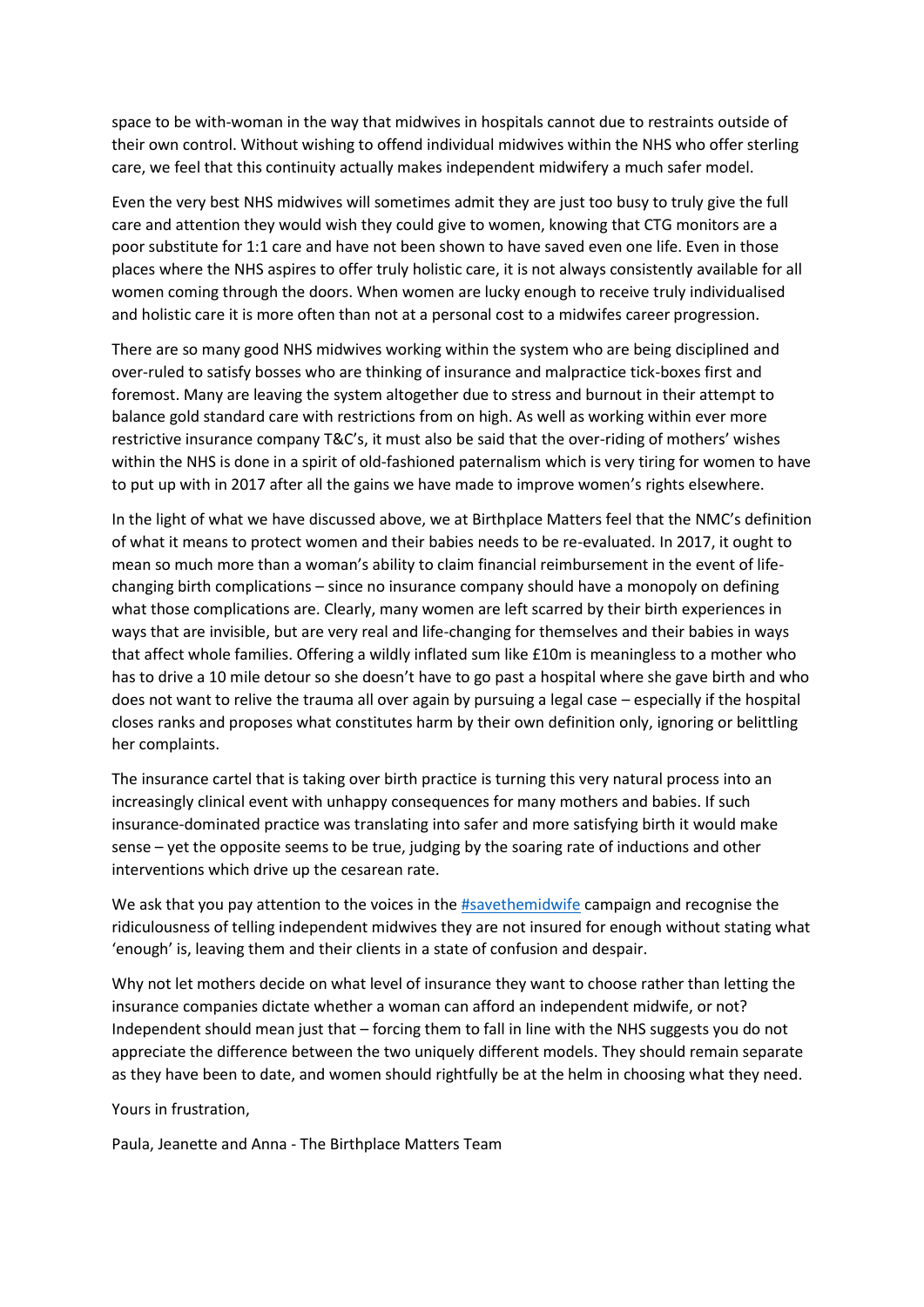space to be with-woman in the way that midwives in hospitals cannot due to restraints outside of their own control. Without wishing to offend individual midwives within the NHS who offer sterling care, we feel that this continuity actually makes independent midwifery a much safer model.

Even the very best NHS midwives will sometimes admit they are just too busy to truly give the full care and attention they would wish they could give to women, knowing that CTG monitors are a poor substitute for 1:1 care and have not been shown to have saved even one life. Even in those places where the NHS aspires to offer truly holistic care, it is not always consistently available for all women coming through the doors. When women are lucky enough to receive truly individualised and holistic care it is more often than not at a personal cost to a midwifes career progression.

There are so many good NHS midwives working within the system who are being disciplined and over-ruled to satisfy bosses who are thinking of insurance and malpractice tick-boxes first and foremost. Many are leaving the system altogether due to stress and burnout in their attempt to balance gold standard care with restrictions from on high. As well as working within ever more restrictive insurance company T&C's, it must also be said that the over-riding of mothers' wishes within the NHS is done in a spirit of old-fashioned paternalism which is very tiring for women to have to put up with in 2017 after all the gains we have made to improve women's rights elsewhere.

In the light of what we have discussed above, we at Birthplace Matters feel that the NMC's definition of what it means to protect women and their babies needs to be re-evaluated. In 2017, it ought to mean so much more than a woman's ability to claim financial reimbursement in the event of life-changing birth complications – since no insurance company should have a monopoly on defining what those complications are. Clearly, many women are left scarred by their birth experiences in ways that are invisible, but are very real and life-changing for themselves and their babies in ways that affect whole families. Offering a wildly inflated sum like £10m is meaningless to a mother who has to drive a 10 mile detour so she doesn't have to go past a hospital where she gave birth and who does not want to relive the trauma all over again by pursuing a legal case – especially if the hospital closes ranks and proposes what constitutes harm by their own definition only, ignoring or belittling her complaints.

The insurance cartel that is taking over birth practice is turning this very natural process into an increasingly clinical event with unhappy consequences for many mothers and babies. If such insurance-dominated practice was translating into safer and more satisfying birth it would make sense – yet the opposite seems to be true, judging by the soaring rate of inductions and other interventions which drive up the cesarean rate.

We ask that you pay attention to the voices in the #savethemidwife campaign and recognise the ridiculousness of telling independent midwives they are not insured for enough without stating what 'enough' is, leaving them and their clients in a state of confusion and despair.

Why not let mothers decide on what level of insurance they want to choose rather than letting the insurance companies dictate whether a woman can afford an independent midwife, or not? Independent should mean just that – forcing them to fall in line with the NHS suggests you do not appreciate the difference between the two uniquely different models. They should remain separate as they have been to date, and women should rightfully be at the helm in choosing what they need.

Yours in frustration,

Paula, Jeanette and Anna - The Birthplace Matters Team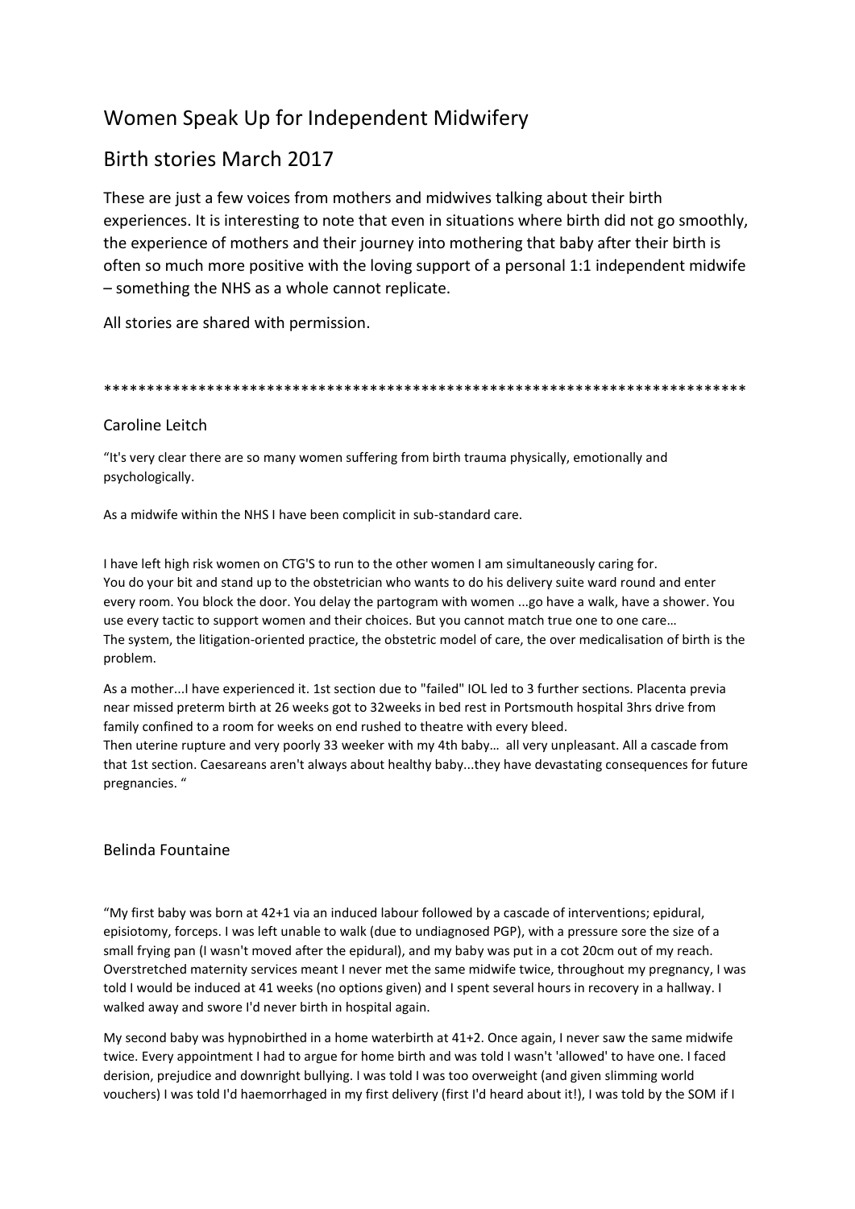# Women Speak Up for Independent Midwifery

# Birth stories March 2017

These are just a few voices from mothers and midwives talking about their birth experiences. It is interesting to note that even in situations where birth did not go smoothly, the experience of mothers and their journey into mothering that baby after their birth is often so much more positive with the loving support of a personal 1:1 independent midwife – something the NHS as a whole cannot replicate.

All stories are shared with permission.

****************************************************************************

## Caroline Leitch

"It's very clear there are so many women suffering from birth trauma physically, emotionally and psychologically.

As a midwife within the NHS I have been complicit in sub-standard care.

I have left high risk women on CTG'S to run to the other women I am simultaneously caring for.
You do your bit and stand up to the obstetrician who wants to do his delivery suite ward round and enter every room. You block the door. You delay the partogram with women ...go have a walk, have a shower. You use every tactic to support women and their choices. But you cannot match true one to one care…
The system, the litigation-oriented practice, the obstetric model of care, the over medicalisation of birth is the problem.

As a mother...I have experienced it. 1st section due to "failed" IOL led to 3 further sections. Placenta previa near missed preterm birth at 26 weeks got to 32weeks in bed rest in Portsmouth hospital 3hrs drive from family confined to a room for weeks on end rushed to theatre with every bleed.
Then uterine rupture and very poorly 33 weeker with my 4th baby… all very unpleasant. All a cascade from that 1st section. Caesareans aren't always about healthy baby...they have devastating consequences for future pregnancies. "

## Belinda Fountaine

"My first baby was born at 42+1 via an induced labour followed by a cascade of interventions; epidural, episiotomy, forceps. I was left unable to walk (due to undiagnosed PGP), with a pressure sore the size of a small frying pan (I wasn't moved after the epidural), and my baby was put in a cot 20cm out of my reach. Overstretched maternity services meant I never met the same midwife twice, throughout my pregnancy, I was told I would be induced at 41 weeks (no options given) and I spent several hours in recovery in a hallway. I walked away and swore I'd never birth in hospital again.

My second baby was hypnobirthed in a home waterbirth at 41+2. Once again, I never saw the same midwife twice. Every appointment I had to argue for home birth and was told I wasn't 'allowed' to have one. I faced derision, prejudice and downright bullying. I was told I was too overweight (and given slimming world vouchers) I was told I'd haemorrhaged in my first delivery (first I'd heard about it!), I was told by the SOM if I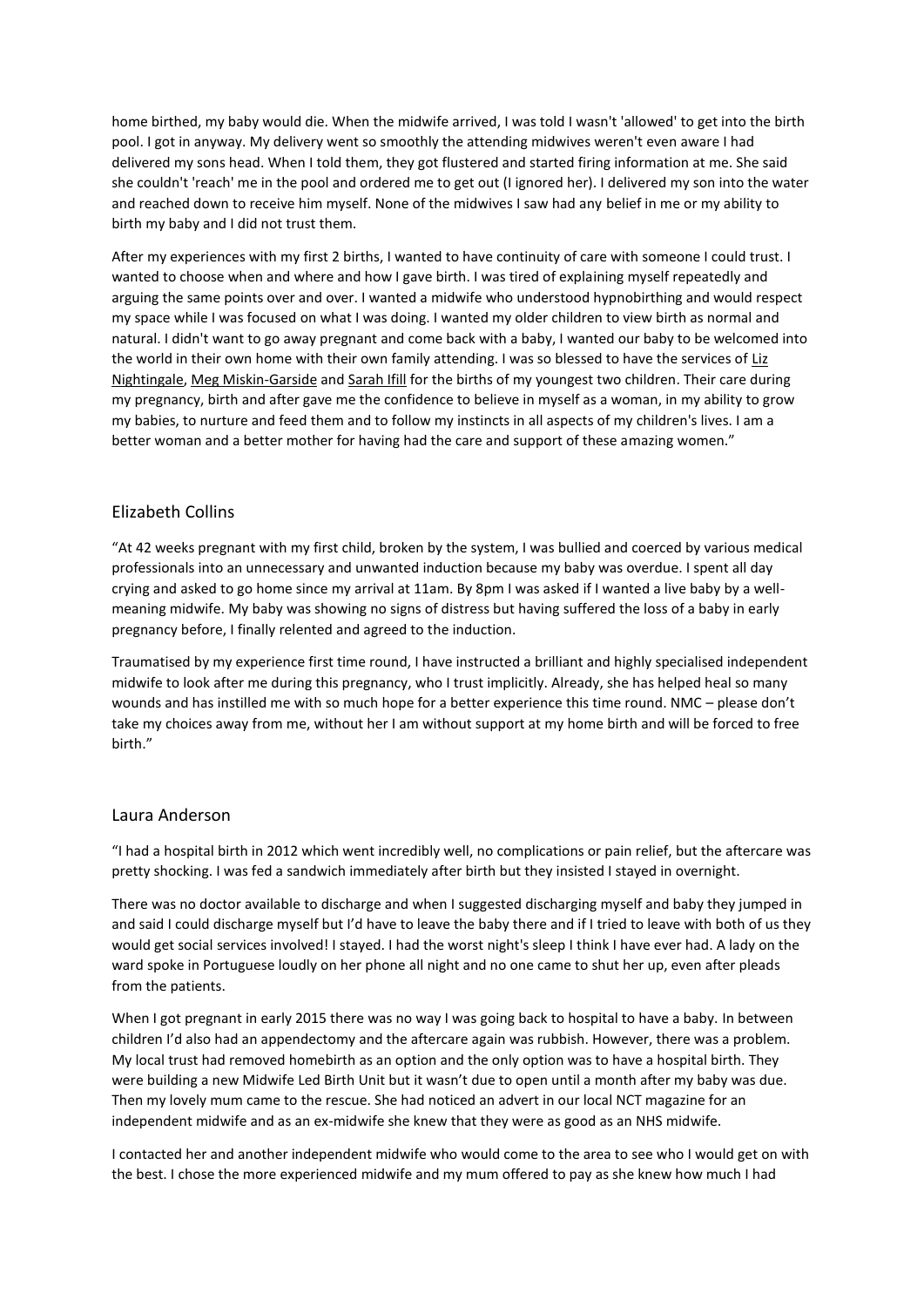home birthed, my baby would die. When the midwife arrived, I was told I wasn't 'allowed' to get into the birth pool. I got in anyway. My delivery went so smoothly the attending midwives weren't even aware I had delivered my sons head. When I told them, they got flustered and started firing information at me. She said she couldn't 'reach' me in the pool and ordered me to get out (I ignored her). I delivered my son into the water and reached down to receive him myself. None of the midwives I saw had any belief in me or my ability to birth my baby and I did not trust them.

After my experiences with my first 2 births, I wanted to have continuity of care with someone I could trust. I wanted to choose when and where and how I gave birth. I was tired of explaining myself repeatedly and arguing the same points over and over. I wanted a midwife who understood hypnobirthing and would respect my space while I was focused on what I was doing. I wanted my older children to view birth as normal and natural. I didn't want to go away pregnant and come back with a baby, I wanted our baby to be welcomed into the world in their own home with their own family attending. I was so blessed to have the services of Liz Nightingale, Meg Miskin-Garside and Sarah Ifill for the births of my youngest two children. Their care during my pregnancy, birth and after gave me the confidence to believe in myself as a woman, in my ability to grow my babies, to nurture and feed them and to follow my instincts in all aspects of my children's lives. I am a better woman and a better mother for having had the care and support of these amazing women."

## Elizabeth Collins

"At 42 weeks pregnant with my first child, broken by the system, I was bullied and coerced by various medical professionals into an unnecessary and unwanted induction because my baby was overdue. I spent all day crying and asked to go home since my arrival at 11am. By 8pm I was asked if I wanted a live baby by a well-meaning midwife. My baby was showing no signs of distress but having suffered the loss of a baby in early pregnancy before, I finally relented and agreed to the induction.

Traumatised by my experience first time round, I have instructed a brilliant and highly specialised independent midwife to look after me during this pregnancy, who I trust implicitly. Already, she has helped heal so many wounds and has instilled me with so much hope for a better experience this time round. NMC – please don't take my choices away from me, without her I am without support at my home birth and will be forced to free birth."

## Laura Anderson

"I had a hospital birth in 2012 which went incredibly well, no complications or pain relief, but the aftercare was pretty shocking. I was fed a sandwich immediately after birth but they insisted I stayed in overnight.

There was no doctor available to discharge and when I suggested discharging myself and baby they jumped in and said I could discharge myself but I'd have to leave the baby there and if I tried to leave with both of us they would get social services involved! I stayed. I had the worst night's sleep I think I have ever had. A lady on the ward spoke in Portuguese loudly on her phone all night and no one came to shut her up, even after pleads from the patients.

When I got pregnant in early 2015 there was no way I was going back to hospital to have a baby. In between children I'd also had an appendectomy and the aftercare again was rubbish. However, there was a problem. My local trust had removed homebirth as an option and the only option was to have a hospital birth. They were building a new Midwife Led Birth Unit but it wasn't due to open until a month after my baby was due. Then my lovely mum came to the rescue. She had noticed an advert in our local NCT magazine for an independent midwife and as an ex-midwife she knew that they were as good as an NHS midwife.

I contacted her and another independent midwife who would come to the area to see who I would get on with the best. I chose the more experienced midwife and my mum offered to pay as she knew how much I had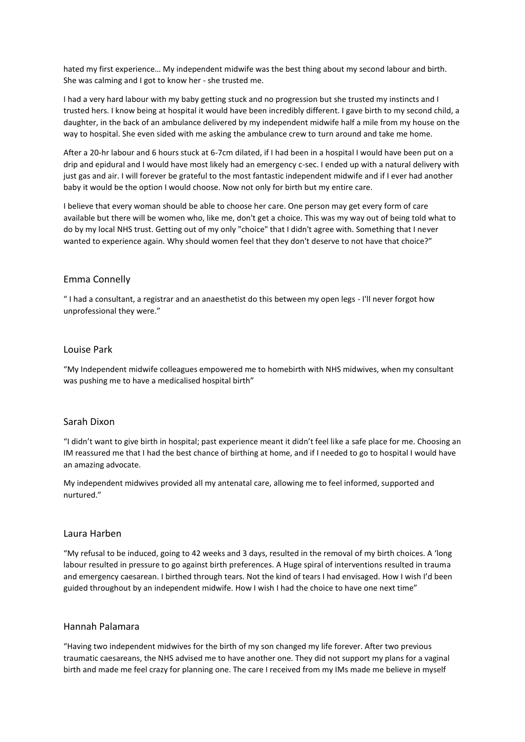hated my first experience… My independent midwife was the best thing about my second labour and birth. She was calming and I got to know her - she trusted me.

I had a very hard labour with my baby getting stuck and no progression but she trusted my instincts and I trusted hers. I know being at hospital it would have been incredibly different. I gave birth to my second child, a daughter, in the back of an ambulance delivered by my independent midwife half a mile from my house on the way to hospital. She even sided with me asking the ambulance crew to turn around and take me home.

After a 20-hr labour and 6 hours stuck at 6-7cm dilated, if I had been in a hospital I would have been put on a drip and epidural and I would have most likely had an emergency c-sec. I ended up with a natural delivery with just gas and air. I will forever be grateful to the most fantastic independent midwife and if I ever had another baby it would be the option I would choose. Now not only for birth but my entire care.

I believe that every woman should be able to choose her care. One person may get every form of care available but there will be women who, like me, don't get a choice. This was my way out of being told what to do by my local NHS trust. Getting out of my only "choice" that I didn't agree with. Something that I never wanted to experience again. Why should women feel that they don't deserve to not have that choice?"

## Emma Connelly

" I had a consultant, a registrar and an anaesthetist do this between my open legs - I'll never forgot how unprofessional they were."

## Louise Park

"My Independent midwife colleagues empowered me to homebirth with NHS midwives, when my consultant was pushing me to have a medicalised hospital birth"

## Sarah Dixon

"I didn't want to give birth in hospital; past experience meant it didn't feel like a safe place for me. Choosing an IM reassured me that I had the best chance of birthing at home, and if I needed to go to hospital I would have an amazing advocate.

My independent midwives provided all my antenatal care, allowing me to feel informed, supported and nurtured."

## Laura Harben

"My refusal to be induced, going to 42 weeks and 3 days, resulted in the removal of my birth choices. A 'long labour resulted in pressure to go against birth preferences. A Huge spiral of interventions resulted in trauma and emergency caesarean. I birthed through tears. Not the kind of tears I had envisaged. How I wish I'd been guided throughout by an independent midwife. How I wish I had the choice to have one next time"

## Hannah Palamara

"Having two independent midwives for the birth of my son changed my life forever. After two previous traumatic caesareans, the NHS advised me to have another one. They did not support my plans for a vaginal birth and made me feel crazy for planning one. The care I received from my IMs made me believe in myself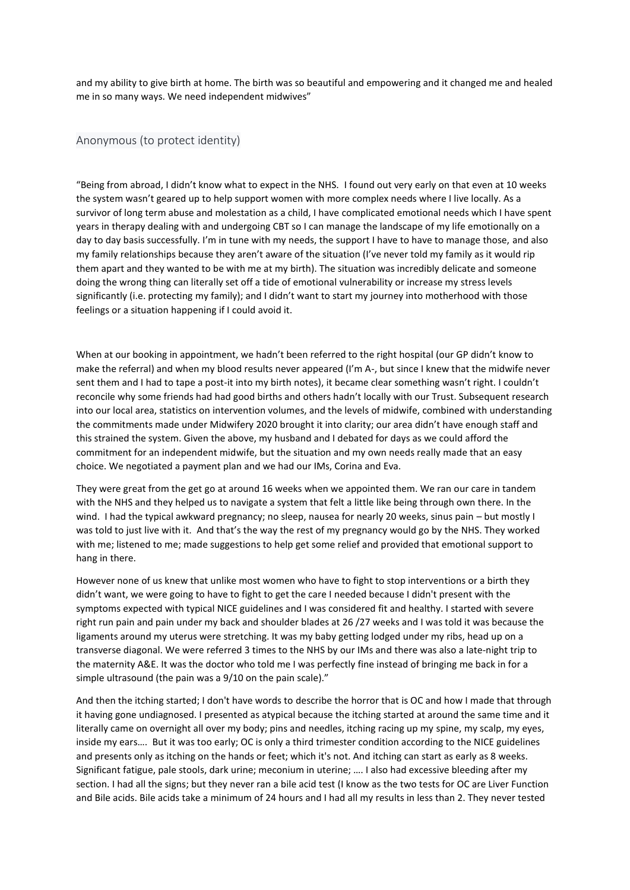and my ability to give birth at home. The birth was so beautiful and empowering and it changed me and healed me in so many ways. We need independent midwives"

## Anonymous (to protect identity)

"Being from abroad, I didn't know what to expect in the NHS. I found out very early on that even at 10 weeks the system wasn't geared up to help support women with more complex needs where I live locally. As a survivor of long term abuse and molestation as a child, I have complicated emotional needs which I have spent years in therapy dealing with and undergoing CBT so I can manage the landscape of my life emotionally on a day to day basis successfully. I'm in tune with my needs, the support I have to have to manage those, and also my family relationships because they aren't aware of the situation (I've never told my family as it would rip them apart and they wanted to be with me at my birth). The situation was incredibly delicate and someone doing the wrong thing can literally set off a tide of emotional vulnerability or increase my stress levels significantly (i.e. protecting my family); and I didn't want to start my journey into motherhood with those feelings or a situation happening if I could avoid it.

When at our booking in appointment, we hadn't been referred to the right hospital (our GP didn't know to make the referral) and when my blood results never appeared (I'm A-, but since I knew that the midwife never sent them and I had to tape a post-it into my birth notes), it became clear something wasn't right. I couldn't reconcile why some friends had had good births and others hadn't locally with our Trust. Subsequent research into our local area, statistics on intervention volumes, and the levels of midwife, combined with understanding the commitments made under Midwifery 2020 brought it into clarity; our area didn't have enough staff and this strained the system. Given the above, my husband and I debated for days as we could afford the commitment for an independent midwife, but the situation and my own needs really made that an easy choice. We negotiated a payment plan and we had our IMs, Corina and Eva.

They were great from the get go at around 16 weeks when we appointed them. We ran our care in tandem with the NHS and they helped us to navigate a system that felt a little like being through own there. In the wind. I had the typical awkward pregnancy; no sleep, nausea for nearly 20 weeks, sinus pain – but mostly I was told to just live with it. And that's the way the rest of my pregnancy would go by the NHS. They worked with me; listened to me; made suggestions to help get some relief and provided that emotional support to hang in there.

However none of us knew that unlike most women who have to fight to stop interventions or a birth they didn't want, we were going to have to fight to get the care I needed because I didn't present with the symptoms expected with typical NICE guidelines and I was considered fit and healthy. I started with severe right run pain and pain under my back and shoulder blades at 26 /27 weeks and I was told it was because the ligaments around my uterus were stretching. It was my baby getting lodged under my ribs, head up on a transverse diagonal. We were referred 3 times to the NHS by our IMs and there was also a late-night trip to the maternity A&E. It was the doctor who told me I was perfectly fine instead of bringing me back in for a simple ultrasound (the pain was a 9/10 on the pain scale)."

And then the itching started; I don't have words to describe the horror that is OC and how I made that through it having gone undiagnosed. I presented as atypical because the itching started at around the same time and it literally came on overnight all over my body; pins and needles, itching racing up my spine, my scalp, my eyes, inside my ears…. But it was too early; OC is only a third trimester condition according to the NICE guidelines and presents only as itching on the hands or feet; which it's not. And itching can start as early as 8 weeks. Significant fatigue, pale stools, dark urine; meconium in uterine; …. I also had excessive bleeding after my section. I had all the signs; but they never ran a bile acid test (I know as the two tests for OC are Liver Function and Bile acids. Bile acids take a minimum of 24 hours and I had all my results in less than 2. They never tested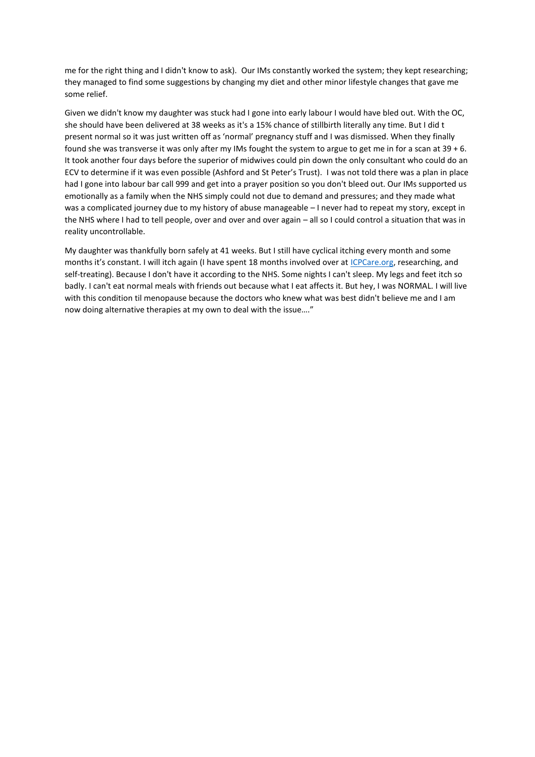me for the right thing and I didn't know to ask). Our IMs constantly worked the system; they kept researching; they managed to find some suggestions by changing my diet and other minor lifestyle changes that gave me some relief.

Given we didn't know my daughter was stuck had I gone into early labour I would have bled out. With the OC, she should have been delivered at 38 weeks as it's a 15% chance of stillbirth literally any time. But I did t present normal so it was just written off as 'normal' pregnancy stuff and I was dismissed. When they finally found she was transverse it was only after my IMs fought the system to argue to get me in for a scan at 39 + 6. It took another four days before the superior of midwives could pin down the only consultant who could do an ECV to determine if it was even possible (Ashford and St Peter's Trust). I was not told there was a plan in place had I gone into labour bar call 999 and get into a prayer position so you don't bleed out. Our IMs supported us emotionally as a family when the NHS simply could not due to demand and pressures; and they made what was a complicated journey due to my history of abuse manageable – I never had to repeat my story, except in the NHS where I had to tell people, over and over and over again – all so I could control a situation that was in reality uncontrollable.

My daughter was thankfully born safely at 41 weeks. But I still have cyclical itching every month and some months it's constant. I will itch again (I have spent 18 months involved over at [ICPCare.org](ICPCare.org), researching, and self-treating). Because I don't have it according to the NHS. Some nights I can't sleep. My legs and feet itch so badly. I can't eat normal meals with friends out because what I eat affects it. But hey, I was NORMAL. I will live with this condition til menopause because the doctors who knew what was best didn't believe me and I am now doing alternative therapies at my own to deal with the issue…."